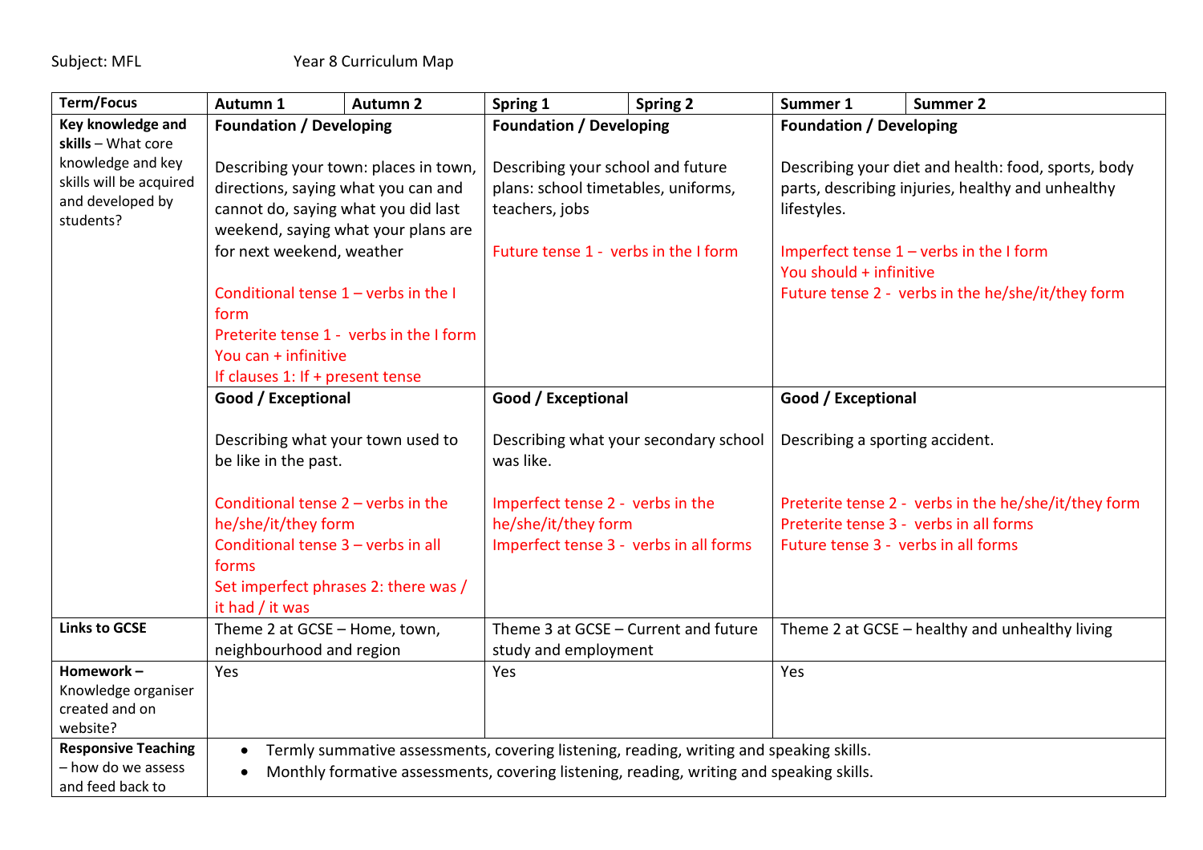Subject: MFL Year 8 Curriculum Map

| Term/Focus | Autumn 1 | Autumn 2 | Spring 1 | Spring 2 | Summer 1 | Summer 2 |
|---|---|---|---|---|---|---|
| **Key knowledge and skills** – What core knowledge and key skills will be acquired and developed by students? | **Foundation / Developing**<br><br>Describing your town: places in town, directions, saying what you can and cannot do, saying what you did last weekend, saying what your plans are for next weekend, weather<br><br>Conditional tense 1 – verbs in the I form<br>Preterite tense 1 - verbs in the I form<br>You can + infinitive<br>If clauses 1: If + present tense | | **Foundation / Developing**<br><br>Describing your school and future plans: school timetables, uniforms, teachers, jobs<br><br>Future tense 1 - verbs in the I form | | **Foundation / Developing**<br><br>Describing your diet and health: food, sports, body parts, describing injuries, healthy and unhealthy lifestyles.<br><br>Imperfect tense 1 – verbs in the I form<br>You should + infinitive<br>Future tense 2 - verbs in the he/she/it/they form | |
| | **Good / Exceptional**<br><br>Describing what your town used to be like in the past.<br><br>Conditional tense 2 – verbs in the he/she/it/they form<br>Conditional tense 3 – verbs in all forms<br>Set imperfect phrases 2: there was / it had / it was | | **Good / Exceptional**<br><br>Describing what your secondary school was like.<br><br>Imperfect tense 2 - verbs in the he/she/it/they form<br>Imperfect tense 3 - verbs in all forms | | **Good / Exceptional**<br><br>Describing a sporting accident.<br><br>Preterite tense 2 - verbs in the he/she/it/they form<br>Preterite tense 3 - verbs in all forms<br>Future tense 3 - verbs in all forms | |
| **Links to GCSE** | Theme 2 at GCSE – Home, town, neighbourhood and region | | Theme 3 at GCSE – Current and future study and employment | | Theme 2 at GCSE – healthy and unhealthy living | |
| **Homework** – Knowledge organiser created and on website? | Yes | | Yes | | Yes | |
| **Responsive Teaching** – how do we assess and feed back to | • Termly summative assessments, covering listening, reading, writing and speaking skills.<br>• Monthly formative assessments, covering listening, reading, writing and speaking skills. | | | | | |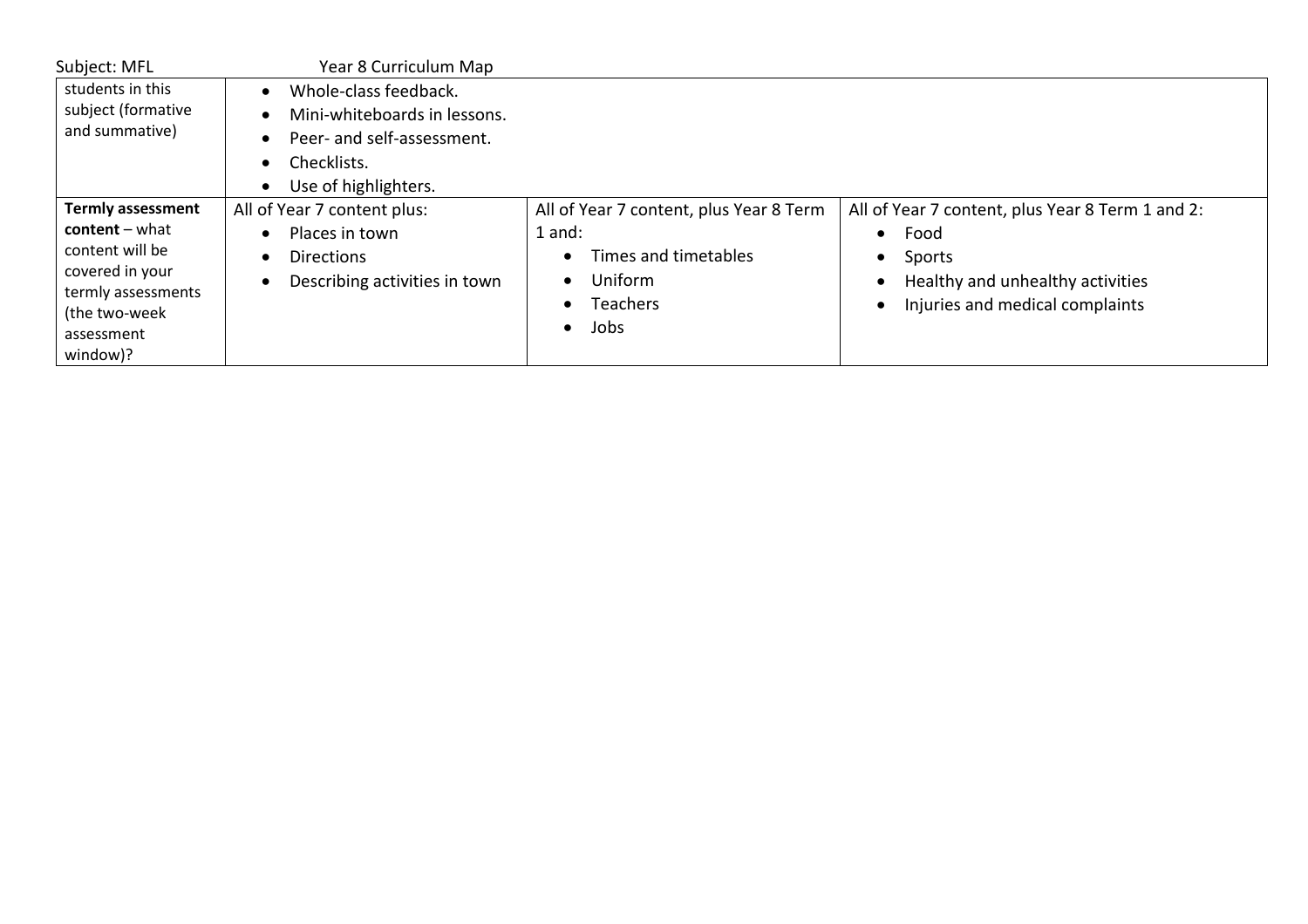Subject: MFL Year 8 Curriculum Map

| | | | |
|---|---|---|---|
| students in this subject (formative and summative) | • Whole-class feedback.<br>• Mini-whiteboards in lessons.<br>• Peer- and self-assessment.<br>• Checklists.<br>• Use of highlighters. | | |
| **Termly assessment content** – what content will be covered in your termly assessments (the two-week assessment window)? | All of Year 7 content plus:<br>• Places in town<br>• Directions<br>• Describing activities in town | All of Year 7 content, plus Year 8 Term 1 and:<br>• Times and timetables<br>• Uniform<br>• Teachers<br>• Jobs | All of Year 7 content, plus Year 8 Term 1 and 2:<br>• Food<br>• Sports<br>• Healthy and unhealthy activities<br>• Injuries and medical complaints |